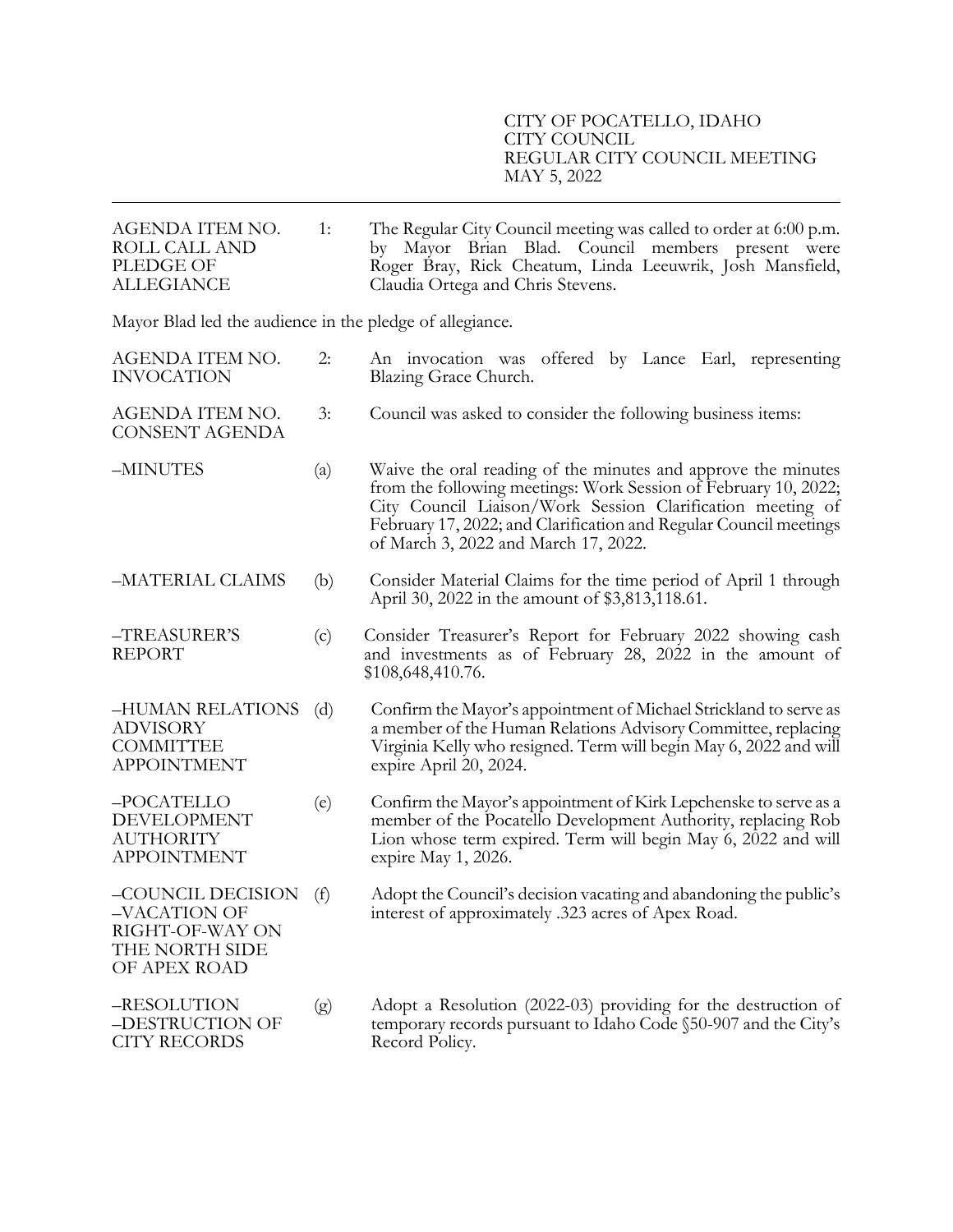CITY OF POCATELLO, IDAHO
CITY COUNCIL
REGULAR CITY COUNCIL MEETING
MAY 5, 2022

---

**AGENDA ITEM NO. 1: ROLL CALL AND PLEDGE OF ALLEGIANCE**

The Regular City Council meeting was called to order at 6:00 p.m. by Mayor Brian Blad. Council members present were Roger Bray, Rick Cheatum, Linda Leeuwrik, Josh Mansfield, Claudia Ortega and Chris Stevens.

Mayor Blad led the audience in the pledge of allegiance.

**AGENDA ITEM NO. 2: INVOCATION**

An invocation was offered by Lance Earl, representing Blazing Grace Church.

**AGENDA ITEM NO. 3: CONSENT AGENDA**

Council was asked to consider the following business items:

**–MINUTES** (a) Waive the oral reading of the minutes and approve the minutes from the following meetings: Work Session of February 10, 2022; City Council Liaison/Work Session Clarification meeting of February 17, 2022; and Clarification and Regular Council meetings of March 3, 2022 and March 17, 2022.

**–MATERIAL CLAIMS** (b) Consider Material Claims for the time period of April 1 through April 30, 2022 in the amount of $3,813,118.61.

**–TREASURER'S REPORT** (c) Consider Treasurer's Report for February 2022 showing cash and investments as of February 28, 2022 in the amount of $108,648,410.76.

**–HUMAN RELATIONS ADVISORY COMMITTEE APPOINTMENT** (d) Confirm the Mayor's appointment of Michael Strickland to serve as a member of the Human Relations Advisory Committee, replacing Virginia Kelly who resigned. Term will begin May 6, 2022 and will expire April 20, 2024.

**–POCATELLO DEVELOPMENT AUTHORITY APPOINTMENT** (e) Confirm the Mayor's appointment of Kirk Lepchenske to serve as a member of the Pocatello Development Authority, replacing Rob Lion whose term expired. Term will begin May 6, 2022 and will expire May 1, 2026.

**–COUNCIL DECISION –VACATION OF RIGHT-OF-WAY ON THE NORTH SIDE OF APEX ROAD** (f) Adopt the Council's decision vacating and abandoning the public's interest of approximately .323 acres of Apex Road.

**–RESOLUTION –DESTRUCTION OF CITY RECORDS** (g) Adopt a Resolution (2022-03) providing for the destruction of temporary records pursuant to Idaho Code §50-907 and the City's Record Policy.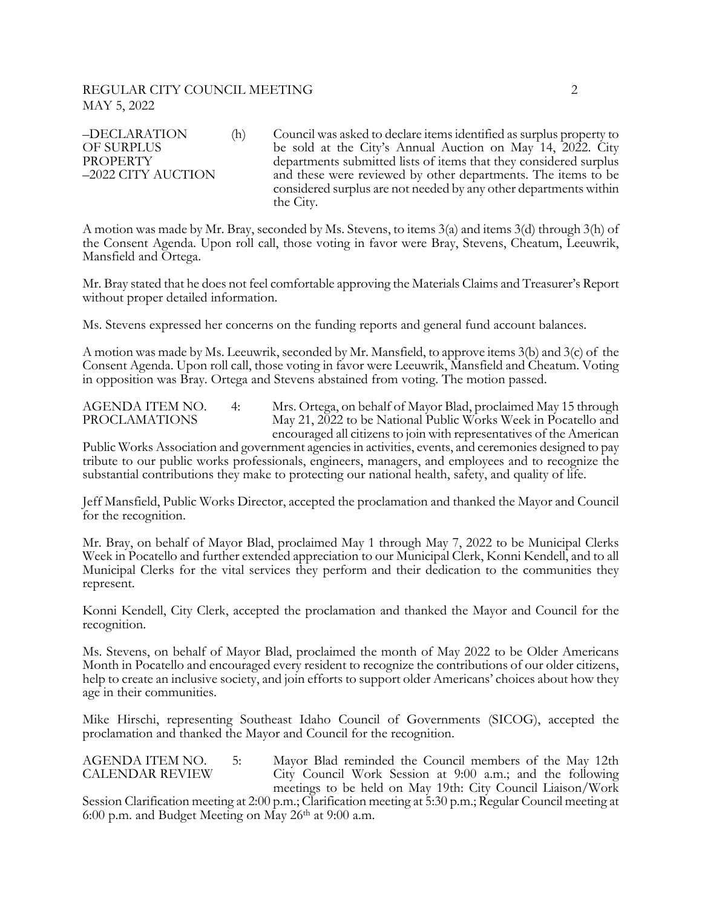–DECLARATION OF SURPLUS PROPERTY –2022 CITY AUCTION (h) Council was asked to declare items identified as surplus property to be sold at the City's Annual Auction on May 14, 2022. City departments submitted lists of items that they considered surplus and these were reviewed by other departments. The items to be considered surplus are not needed by any other departments within the City.

A motion was made by Mr. Bray, seconded by Ms. Stevens, to items 3(a) and items 3(d) through 3(h) of the Consent Agenda. Upon roll call, those voting in favor were Bray, Stevens, Cheatum, Leeuwrik, Mansfield and Ortega.

Mr. Bray stated that he does not feel comfortable approving the Materials Claims and Treasurer's Report without proper detailed information.

Ms. Stevens expressed her concerns on the funding reports and general fund account balances.

A motion was made by Ms. Leeuwrik, seconded by Mr. Mansfield, to approve items 3(b) and 3(c) of the Consent Agenda. Upon roll call, those voting in favor were Leeuwrik, Mansfield and Cheatum. Voting in opposition was Bray. Ortega and Stevens abstained from voting. The motion passed.

AGENDA ITEM NO. 4: PROCLAMATIONS Mrs. Ortega, on behalf of Mayor Blad, proclaimed May 15 through May 21, 2022 to be National Public Works Week in Pocatello and encouraged all citizens to join with representatives of the American Public Works Association and government agencies in activities, events, and ceremonies designed to pay tribute to our public works professionals, engineers, managers, and employees and to recognize the substantial contributions they make to protecting our national health, safety, and quality of life.

Jeff Mansfield, Public Works Director, accepted the proclamation and thanked the Mayor and Council for the recognition.

Mr. Bray, on behalf of Mayor Blad, proclaimed May 1 through May 7, 2022 to be Municipal Clerks Week in Pocatello and further extended appreciation to our Municipal Clerk, Konni Kendell, and to all Municipal Clerks for the vital services they perform and their dedication to the communities they represent.

Konni Kendell, City Clerk, accepted the proclamation and thanked the Mayor and Council for the recognition.

Ms. Stevens, on behalf of Mayor Blad, proclaimed the month of May 2022 to be Older Americans Month in Pocatello and encouraged every resident to recognize the contributions of our older citizens, help to create an inclusive society, and join efforts to support older Americans' choices about how they age in their communities.

Mike Hirschi, representing Southeast Idaho Council of Governments (SICOG), accepted the proclamation and thanked the Mayor and Council for the recognition.

AGENDA ITEM NO. 5: CALENDAR REVIEW Mayor Blad reminded the Council members of the May 12th City Council Work Session at 9:00 a.m.; and the following meetings to be held on May 19th: City Council Liaison/Work Session Clarification meeting at 2:00 p.m.; Clarification meeting at 5:30 p.m.; Regular Council meeting at 6:00 p.m. and Budget Meeting on May 26th at 9:00 a.m.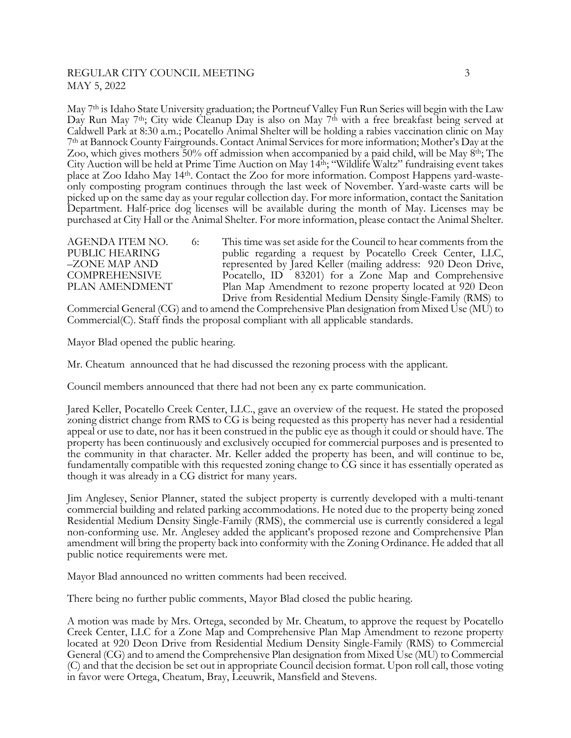May 7th is Idaho State University graduation; the Portneuf Valley Fun Run Series will begin with the Law Day Run May 7th; City wide Cleanup Day is also on May 7th with a free breakfast being served at Caldwell Park at 8:30 a.m.; Pocatello Animal Shelter will be holding a rabies vaccination clinic on May 7th at Bannock County Fairgrounds. Contact Animal Services for more information; Mother's Day at the Zoo, which gives mothers 50% off admission when accompanied by a paid child, will be May 8th; The City Auction will be held at Prime Time Auction on May 14th; "Wildlife Waltz" fundraising event takes place at Zoo Idaho May 14th. Contact the Zoo for more information. Compost Happens yard-waste-only composting program continues through the last week of November. Yard-waste carts will be picked up on the same day as your regular collection day. For more information, contact the Sanitation Department. Half-price dog licenses will be available during the month of May. Licenses may be purchased at City Hall or the Animal Shelter. For more information, please contact the Animal Shelter.

AGENDA ITEM NO. 6: PUBLIC HEARING –ZONE MAP AND COMPREHENSIVE PLAN AMENDMENT

This time was set aside for the Council to hear comments from the public regarding a request by Pocatello Creek Center, LLC, represented by Jared Keller (mailing address: 920 Deon Drive, Pocatello, ID 83201) for a Zone Map and Comprehensive Plan Map Amendment to rezone property located at 920 Deon Drive from Residential Medium Density Single-Family (RMS) to Commercial General (CG) and to amend the Comprehensive Plan designation from Mixed Use (MU) to Commercial(C). Staff finds the proposal compliant with all applicable standards.

Mayor Blad opened the public hearing.

Mr. Cheatum announced that he had discussed the rezoning process with the applicant.

Council members announced that there had not been any ex parte communication.

Jared Keller, Pocatello Creek Center, LLC., gave an overview of the request. He stated the proposed zoning district change from RMS to CG is being requested as this property has never had a residential appeal or use to date, nor has it been construed in the public eye as though it could or should have. The property has been continuously and exclusively occupied for commercial purposes and is presented to the community in that character. Mr. Keller added the property has been, and will continue to be, fundamentally compatible with this requested zoning change to CG since it has essentially operated as though it was already in a CG district for many years.

Jim Anglesey, Senior Planner, stated the subject property is currently developed with a multi-tenant commercial building and related parking accommodations. He noted due to the property being zoned Residential Medium Density Single-Family (RMS), the commercial use is currently considered a legal non-conforming use. Mr. Anglesey added the applicant's proposed rezone and Comprehensive Plan amendment will bring the property back into conformity with the Zoning Ordinance. He added that all public notice requirements were met.

Mayor Blad announced no written comments had been received.

There being no further public comments, Mayor Blad closed the public hearing.

A motion was made by Mrs. Ortega, seconded by Mr. Cheatum, to approve the request by Pocatello Creek Center, LLC for a Zone Map and Comprehensive Plan Map Amendment to rezone property located at 920 Deon Drive from Residential Medium Density Single-Family (RMS) to Commercial General (CG) and to amend the Comprehensive Plan designation from Mixed Use (MU) to Commercial (C) and that the decision be set out in appropriate Council decision format. Upon roll call, those voting in favor were Ortega, Cheatum, Bray, Leeuwrik, Mansfield and Stevens.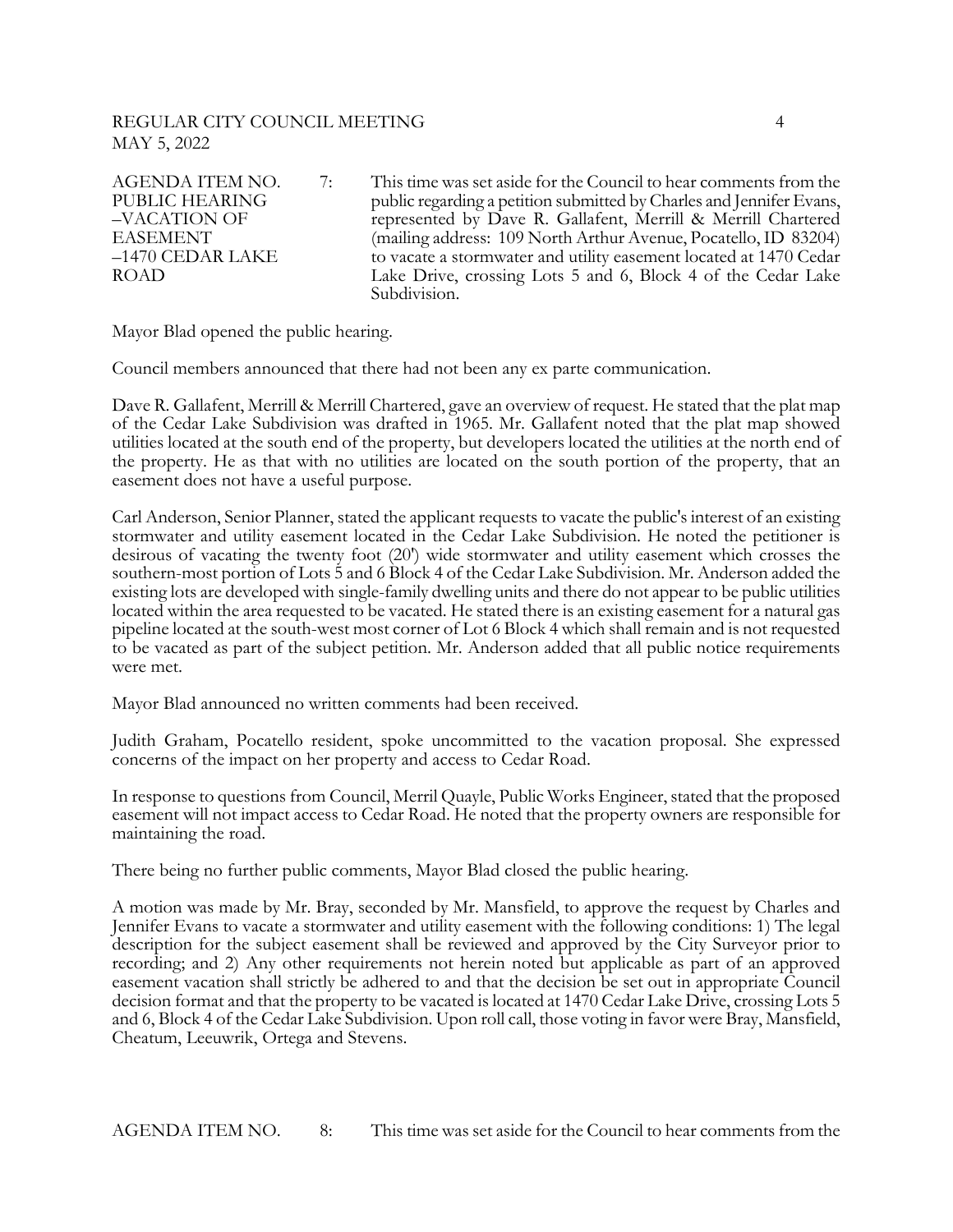| | | |
|---|---|---|
| AGENDA ITEM NO. PUBLIC HEARING –VACATION OF EASEMENT –1470 CEDAR LAKE ROAD | 7: | This time was set aside for the Council to hear comments from the public regarding a petition submitted by Charles and Jennifer Evans, represented by Dave R. Gallafent, Merrill & Merrill Chartered (mailing address: 109 North Arthur Avenue, Pocatello, ID 83204) to vacate a stormwater and utility easement located at 1470 Cedar Lake Drive, crossing Lots 5 and 6, Block 4 of the Cedar Lake Subdivision. |

Mayor Blad opened the public hearing.

Council members announced that there had not been any ex parte communication.

Dave R. Gallafent, Merrill & Merrill Chartered, gave an overview of request. He stated that the plat map of the Cedar Lake Subdivision was drafted in 1965. Mr. Gallafent noted that the plat map showed utilities located at the south end of the property, but developers located the utilities at the north end of the property. He as that with no utilities are located on the south portion of the property, that an easement does not have a useful purpose.

Carl Anderson, Senior Planner, stated the applicant requests to vacate the public's interest of an existing stormwater and utility easement located in the Cedar Lake Subdivision. He noted the petitioner is desirous of vacating the twenty foot (20') wide stormwater and utility easement which crosses the southern-most portion of Lots 5 and 6 Block 4 of the Cedar Lake Subdivision. Mr. Anderson added the existing lots are developed with single-family dwelling units and there do not appear to be public utilities located within the area requested to be vacated. He stated there is an existing easement for a natural gas pipeline located at the south-west most corner of Lot 6 Block 4 which shall remain and is not requested to be vacated as part of the subject petition. Mr. Anderson added that all public notice requirements were met.

Mayor Blad announced no written comments had been received.

Judith Graham, Pocatello resident, spoke uncommitted to the vacation proposal. She expressed concerns of the impact on her property and access to Cedar Road.

In response to questions from Council, Merril Quayle, Public Works Engineer, stated that the proposed easement will not impact access to Cedar Road. He noted that the property owners are responsible for maintaining the road.

There being no further public comments, Mayor Blad closed the public hearing.

A motion was made by Mr. Bray, seconded by Mr. Mansfield, to approve the request by Charles and Jennifer Evans to vacate a stormwater and utility easement with the following conditions: 1) The legal description for the subject easement shall be reviewed and approved by the City Surveyor prior to recording; and 2) Any other requirements not herein noted but applicable as part of an approved easement vacation shall strictly be adhered to and that the decision be set out in appropriate Council decision format and that the property to be vacated is located at 1470 Cedar Lake Drive, crossing Lots 5 and 6, Block 4 of the Cedar Lake Subdivision. Upon roll call, those voting in favor were Bray, Mansfield, Cheatum, Leeuwrik, Ortega and Stevens.

AGENDA ITEM NO. 8: This time was set aside for the Council to hear comments from the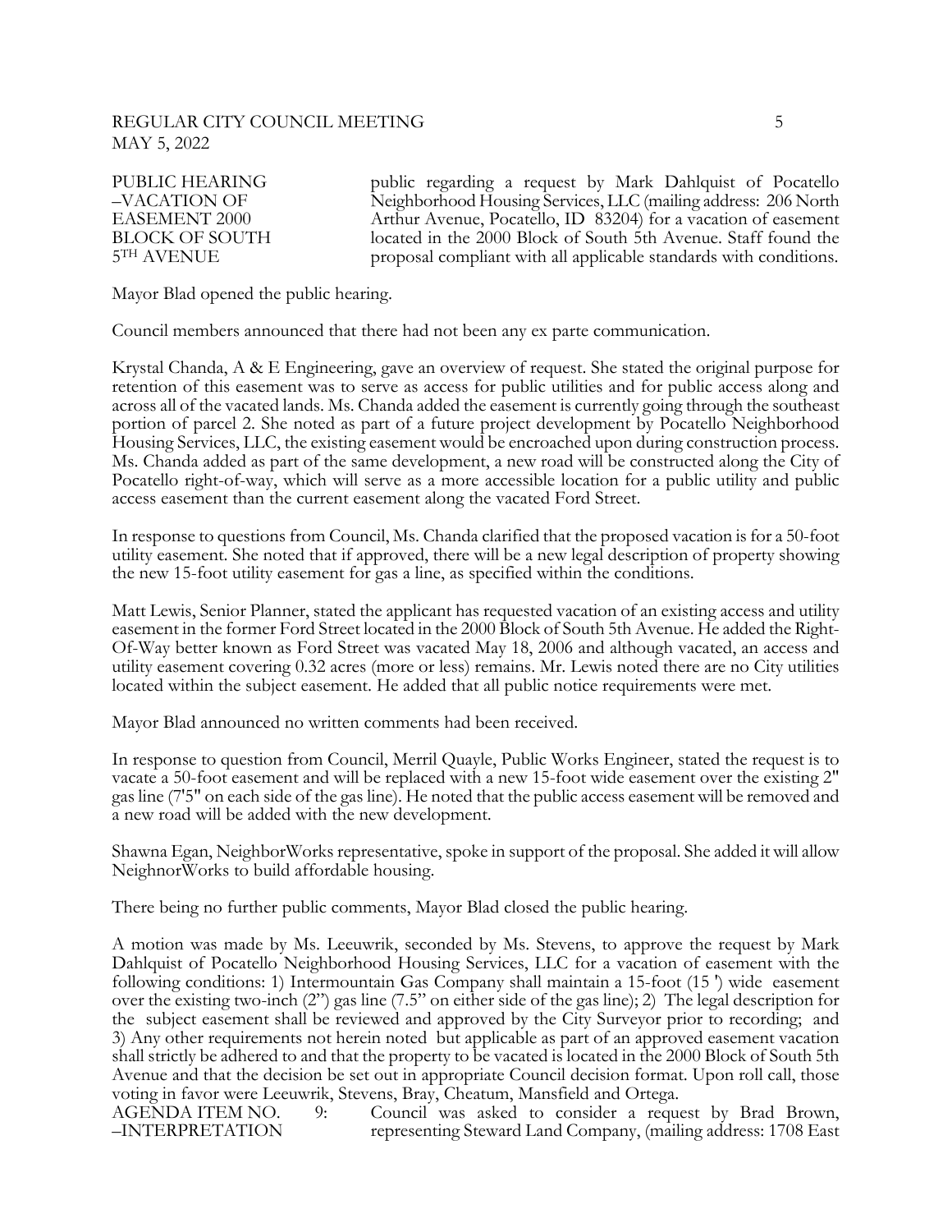PUBLIC HEARING –VACATION OF EASEMENT 2000 BLOCK OF SOUTH 5TH AVENUE

public regarding a request by Mark Dahlquist of Pocatello Neighborhood Housing Services, LLC (mailing address: 206 North Arthur Avenue, Pocatello, ID 83204) for a vacation of easement located in the 2000 Block of South 5th Avenue. Staff found the proposal compliant with all applicable standards with conditions.

Mayor Blad opened the public hearing.

Council members announced that there had not been any ex parte communication.

Krystal Chanda, A & E Engineering, gave an overview of request. She stated the original purpose for retention of this easement was to serve as access for public utilities and for public access along and across all of the vacated lands. Ms. Chanda added the easement is currently going through the southeast portion of parcel 2. She noted as part of a future project development by Pocatello Neighborhood Housing Services, LLC, the existing easement would be encroached upon during construction process. Ms. Chanda added as part of the same development, a new road will be constructed along the City of Pocatello right-of-way, which will serve as a more accessible location for a public utility and public access easement than the current easement along the vacated Ford Street.

In response to questions from Council, Ms. Chanda clarified that the proposed vacation is for a 50-foot utility easement. She noted that if approved, there will be a new legal description of property showing the new 15-foot utility easement for gas a line, as specified within the conditions.

Matt Lewis, Senior Planner, stated the applicant has requested vacation of an existing access and utility easement in the former Ford Street located in the 2000 Block of South 5th Avenue. He added the Right-Of-Way better known as Ford Street was vacated May 18, 2006 and although vacated, an access and utility easement covering 0.32 acres (more or less) remains. Mr. Lewis noted there are no City utilities located within the subject easement. He added that all public notice requirements were met.

Mayor Blad announced no written comments had been received.

In response to question from Council, Merril Quayle, Public Works Engineer, stated the request is to vacate a 50-foot easement and will be replaced with a new 15-foot wide easement over the existing 2" gas line (7'5" on each side of the gas line). He noted that the public access easement will be removed and a new road will be added with the new development.

Shawna Egan, NeighborWorks representative, spoke in support of the proposal. She added it will allow NeighnorWorks to build affordable housing.

There being no further public comments, Mayor Blad closed the public hearing.

A motion was made by Ms. Leeuwrik, seconded by Ms. Stevens, to approve the request by Mark Dahlquist of Pocatello Neighborhood Housing Services, LLC for a vacation of easement with the following conditions: 1) Intermountain Gas Company shall maintain a 15-foot (15 ') wide easement over the existing two-inch (2") gas line (7.5" on either side of the gas line); 2) The legal description for the subject easement shall be reviewed and approved by the City Surveyor prior to recording; and 3) Any other requirements not herein noted but applicable as part of an approved easement vacation shall strictly be adhered to and that the property to be vacated is located in the 2000 Block of South 5th Avenue and that the decision be set out in appropriate Council decision format. Upon roll call, those voting in favor were Leeuwrik, Stevens, Bray, Cheatum, Mansfield and Ortega.

AGENDA ITEM NO. 9: –INTERPRETATION

Council was asked to consider a request by Brad Brown, representing Steward Land Company, (mailing address: 1708 East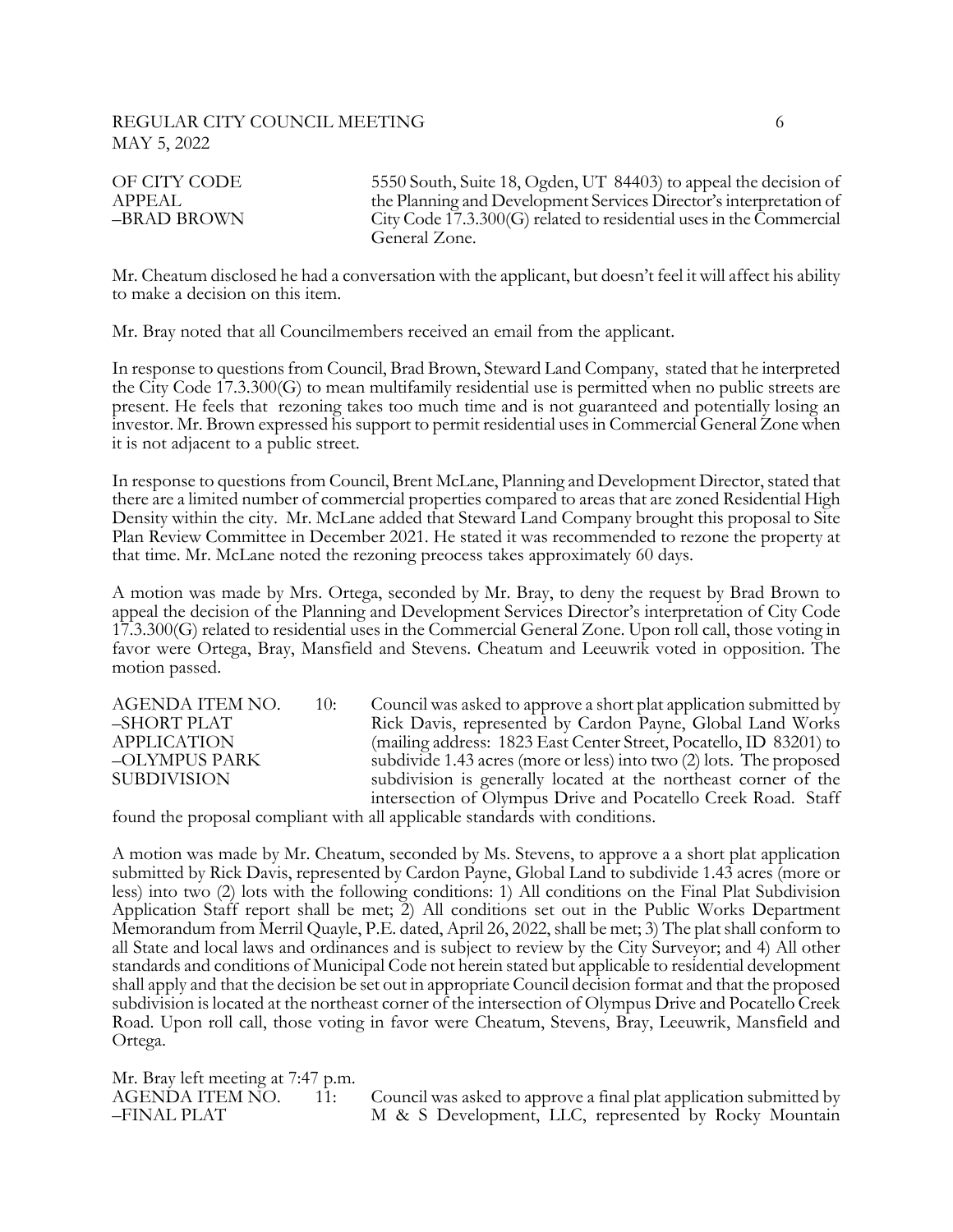OF CITY CODE APPEAL –BRAD BROWN

5550 South, Suite 18, Ogden, UT 84403) to appeal the decision of the Planning and Development Services Director's interpretation of City Code 17.3.300(G) related to residential uses in the Commercial General Zone.

Mr. Cheatum disclosed he had a conversation with the applicant, but doesn't feel it will affect his ability to make a decision on this item.

Mr. Bray noted that all Councilmembers received an email from the applicant.

In response to questions from Council, Brad Brown, Steward Land Company, stated that he interpreted the City Code 17.3.300(G) to mean multifamily residential use is permitted when no public streets are present. He feels that rezoning takes too much time and is not guaranteed and potentially losing an investor. Mr. Brown expressed his support to permit residential uses in Commercial General Zone when it is not adjacent to a public street.

In response to questions from Council, Brent McLane, Planning and Development Director, stated that there are a limited number of commercial properties compared to areas that are zoned Residential High Density within the city. Mr. McLane added that Steward Land Company brought this proposal to Site Plan Review Committee in December 2021. He stated it was recommended to rezone the property at that time. Mr. McLane noted the rezoning preocess takes approximately 60 days.

A motion was made by Mrs. Ortega, seconded by Mr. Bray, to deny the request by Brad Brown to appeal the decision of the Planning and Development Services Director's interpretation of City Code 17.3.300(G) related to residential uses in the Commercial General Zone. Upon roll call, those voting in favor were Ortega, Bray, Mansfield and Stevens. Cheatum and Leeuwrik voted in opposition. The motion passed.

AGENDA ITEM NO. 10: –SHORT PLAT APPLICATION –OLYMPUS PARK SUBDIVISION

Council was asked to approve a short plat application submitted by Rick Davis, represented by Cardon Payne, Global Land Works (mailing address: 1823 East Center Street, Pocatello, ID 83201) to subdivide 1.43 acres (more or less) into two (2) lots. The proposed subdivision is generally located at the northeast corner of the intersection of Olympus Drive and Pocatello Creek Road. Staff found the proposal compliant with all applicable standards with conditions.

A motion was made by Mr. Cheatum, seconded by Ms. Stevens, to approve a a short plat application submitted by Rick Davis, represented by Cardon Payne, Global Land to subdivide 1.43 acres (more or less) into two (2) lots with the following conditions: 1) All conditions on the Final Plat Subdivision Application Staff report shall be met; 2) All conditions set out in the Public Works Department Memorandum from Merril Quayle, P.E. dated, April 26, 2022, shall be met; 3) The plat shall conform to all State and local laws and ordinances and is subject to review by the City Surveyor; and 4) All other standards and conditions of Municipal Code not herein stated but applicable to residential development shall apply and that the decision be set out in appropriate Council decision format and that the proposed subdivision is located at the northeast corner of the intersection of Olympus Drive and Pocatello Creek Road. Upon roll call, those voting in favor were Cheatum, Stevens, Bray, Leeuwrik, Mansfield and Ortega.

Mr. Bray left meeting at 7:47 p.m.

AGENDA ITEM NO. 11: –FINAL PLAT

Council was asked to approve a final plat application submitted by M & S Development, LLC, represented by Rocky Mountain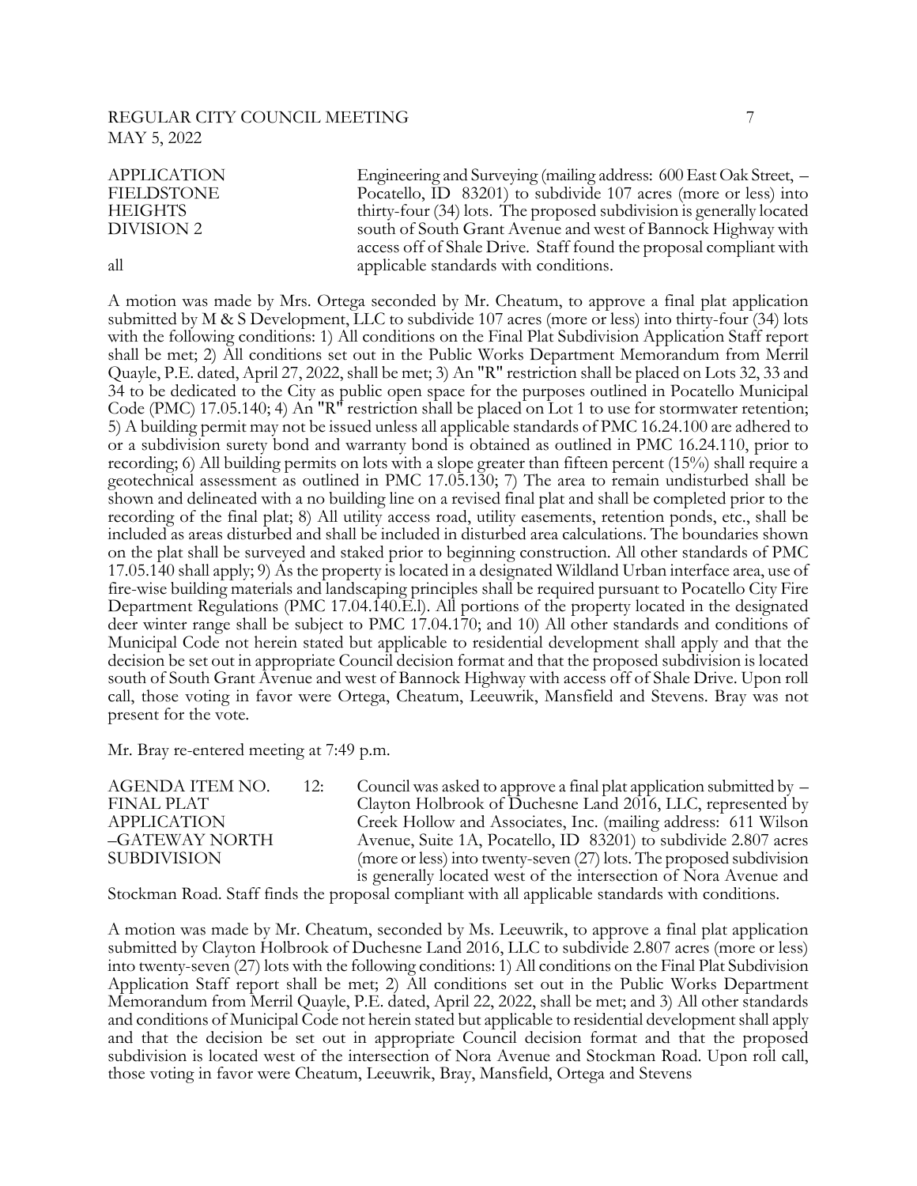| | |
|---|---|
| APPLICATION FIELDSTONE HEIGHTS DIVISION 2 | Engineering and Surveying (mailing address: 600 East Oak Street, – Pocatello, ID 83201) to subdivide 107 acres (more or less) into thirty-four (34) lots. The proposed subdivision is generally located south of South Grant Avenue and west of Bannock Highway with access off of Shale Drive. Staff found the proposal compliant with all applicable standards with conditions. |

A motion was made by Mrs. Ortega seconded by Mr. Cheatum, to approve a final plat application submitted by M & S Development, LLC to subdivide 107 acres (more or less) into thirty-four (34) lots with the following conditions: 1) All conditions on the Final Plat Subdivision Application Staff report shall be met; 2) All conditions set out in the Public Works Department Memorandum from Merril Quayle, P.E. dated, April 27, 2022, shall be met; 3) An "R" restriction shall be placed on Lots 32, 33 and 34 to be dedicated to the City as public open space for the purposes outlined in Pocatello Municipal Code (PMC) 17.05.140; 4) An "R" restriction shall be placed on Lot 1 to use for stormwater retention; 5) A building permit may not be issued unless all applicable standards of PMC 16.24.100 are adhered to or a subdivision surety bond and warranty bond is obtained as outlined in PMC 16.24.110, prior to recording; 6) All building permits on lots with a slope greater than fifteen percent (15%) shall require a geotechnical assessment as outlined in PMC 17.05.130; 7) The area to remain undisturbed shall be shown and delineated with a no building line on a revised final plat and shall be completed prior to the recording of the final plat; 8) All utility access road, utility easements, retention ponds, etc., shall be included as areas disturbed and shall be included in disturbed area calculations. The boundaries shown on the plat shall be surveyed and staked prior to beginning construction. All other standards of PMC 17.05.140 shall apply; 9) As the property is located in a designated Wildland Urban interface area, use of fire-wise building materials and landscaping principles shall be required pursuant to Pocatello City Fire Department Regulations (PMC 17.04.140.E.l). All portions of the property located in the designated deer winter range shall be subject to PMC 17.04.170; and 10) All other standards and conditions of Municipal Code not herein stated but applicable to residential development shall apply and that the decision be set out in appropriate Council decision format and that the proposed subdivision is located south of South Grant Avenue and west of Bannock Highway with access off of Shale Drive. Upon roll call, those voting in favor were Ortega, Cheatum, Leeuwrik, Mansfield and Stevens. Bray was not present for the vote.

Mr. Bray re-entered meeting at 7:49 p.m.

| | |
|---|---|
| AGENDA ITEM NO. 12: FINAL PLAT APPLICATION –GATEWAY NORTH SUBDIVISION | Council was asked to approve a final plat application submitted by – Clayton Holbrook of Duchesne Land 2016, LLC, represented by Creek Hollow and Associates, Inc. (mailing address: 611 Wilson Avenue, Suite 1A, Pocatello, ID 83201) to subdivide 2.807 acres (more or less) into twenty-seven (27) lots. The proposed subdivision is generally located west of the intersection of Nora Avenue and Stockman Road. Staff finds the proposal compliant with all applicable standards with conditions. |

A motion was made by Mr. Cheatum, seconded by Ms. Leeuwrik, to approve a final plat application submitted by Clayton Holbrook of Duchesne Land 2016, LLC to subdivide 2.807 acres (more or less) into twenty-seven (27) lots with the following conditions: 1) All conditions on the Final Plat Subdivision Application Staff report shall be met; 2) All conditions set out in the Public Works Department Memorandum from Merril Quayle, P.E. dated, April 22, 2022, shall be met; and 3) All other standards and conditions of Municipal Code not herein stated but applicable to residential development shall apply and that the decision be set out in appropriate Council decision format and that the proposed subdivision is located west of the intersection of Nora Avenue and Stockman Road. Upon roll call, those voting in favor were Cheatum, Leeuwrik, Bray, Mansfield, Ortega and Stevens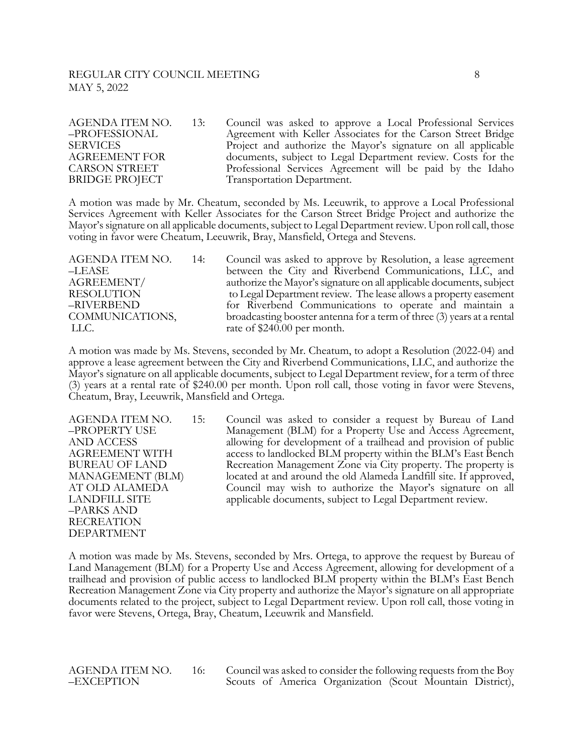AGENDA ITEM NO. 13: –PROFESSIONAL SERVICES AGREEMENT FOR CARSON STREET BRIDGE PROJECT

Council was asked to approve a Local Professional Services Agreement with Keller Associates for the Carson Street Bridge Project and authorize the Mayor's signature on all applicable documents, subject to Legal Department review. Costs for the Professional Services Agreement will be paid by the Idaho Transportation Department.

A motion was made by Mr. Cheatum, seconded by Ms. Leeuwrik, to approve a Local Professional Services Agreement with Keller Associates for the Carson Street Bridge Project and authorize the Mayor's signature on all applicable documents, subject to Legal Department review. Upon roll call, those voting in favor were Cheatum, Leeuwrik, Bray, Mansfield, Ortega and Stevens.

AGENDA ITEM NO. 14: –LEASE AGREEMENT/ RESOLUTION –RIVERBEND COMMUNICATIONS, LLC.

Council was asked to approve by Resolution, a lease agreement between the City and Riverbend Communications, LLC, and authorize the Mayor's signature on all applicable documents, subject to Legal Department review. The lease allows a property easement for Riverbend Communications to operate and maintain a broadcasting booster antenna for a term of three (3) years at a rental rate of $240.00 per month.

A motion was made by Ms. Stevens, seconded by Mr. Cheatum, to adopt a Resolution (2022-04) and approve a lease agreement between the City and Riverbend Communications, LLC, and authorize the Mayor's signature on all applicable documents, subject to Legal Department review, for a term of three (3) years at a rental rate of $240.00 per month. Upon roll call, those voting in favor were Stevens, Cheatum, Bray, Leeuwrik, Mansfield and Ortega.

AGENDA ITEM NO. 15: –PROPERTY USE AND ACCESS AGREEMENT WITH BUREAU OF LAND MANAGEMENT (BLM) AT OLD ALAMEDA LANDFILL SITE –PARKS AND RECREATION DEPARTMENT

Council was asked to consider a request by Bureau of Land Management (BLM) for a Property Use and Access Agreement, allowing for development of a trailhead and provision of public access to landlocked BLM property within the BLM's East Bench Recreation Management Zone via City property. The property is located at and around the old Alameda Landfill site. If approved, Council may wish to authorize the Mayor's signature on all applicable documents, subject to Legal Department review.

A motion was made by Ms. Stevens, seconded by Mrs. Ortega, to approve the request by Bureau of Land Management (BLM) for a Property Use and Access Agreement, allowing for development of a trailhead and provision of public access to landlocked BLM property within the BLM's East Bench Recreation Management Zone via City property and authorize the Mayor's signature on all appropriate documents related to the project, subject to Legal Department review. Upon roll call, those voting in favor were Stevens, Ortega, Bray, Cheatum, Leeuwrik and Mansfield.

AGENDA ITEM NO. 16: –EXCEPTION

Council was asked to consider the following requests from the Boy Scouts of America Organization (Scout Mountain District),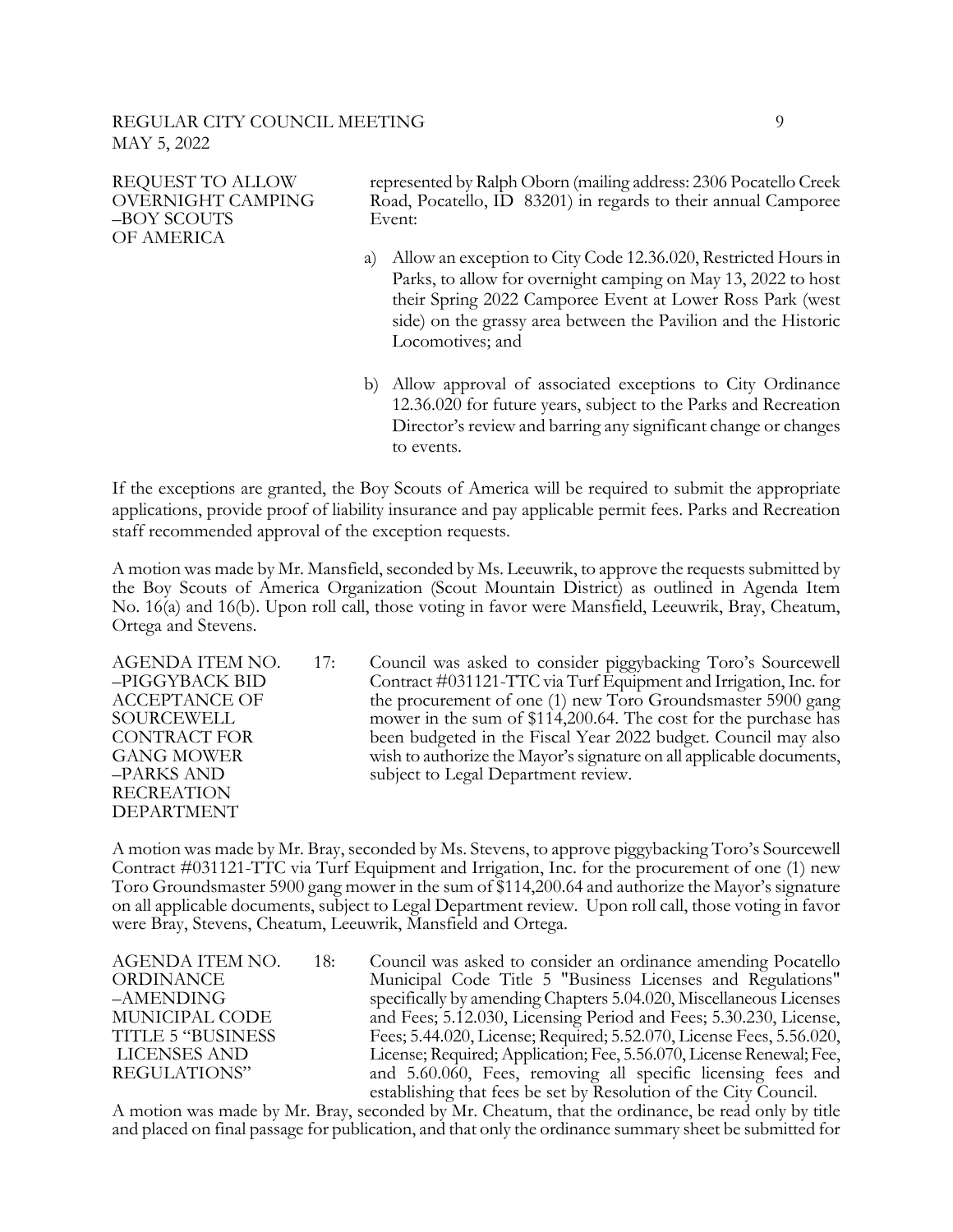REQUEST TO ALLOW OVERNIGHT CAMPING –BOY SCOUTS OF AMERICA

represented by Ralph Oborn (mailing address: 2306 Pocatello Creek Road, Pocatello, ID 83201) in regards to their annual Camporee Event:

a) Allow an exception to City Code 12.36.020, Restricted Hours in Parks, to allow for overnight camping on May 13, 2022 to host their Spring 2022 Camporee Event at Lower Ross Park (west side) on the grassy area between the Pavilion and the Historic Locomotives; and

b) Allow approval of associated exceptions to City Ordinance 12.36.020 for future years, subject to the Parks and Recreation Director's review and barring any significant change or changes to events.

If the exceptions are granted, the Boy Scouts of America will be required to submit the appropriate applications, provide proof of liability insurance and pay applicable permit fees. Parks and Recreation staff recommended approval of the exception requests.

A motion was made by Mr. Mansfield, seconded by Ms. Leeuwrik, to approve the requests submitted by the Boy Scouts of America Organization (Scout Mountain District) as outlined in Agenda Item No. 16(a) and 16(b). Upon roll call, those voting in favor were Mansfield, Leeuwrik, Bray, Cheatum, Ortega and Stevens.

AGENDA ITEM NO. 17: –PIGGYBACK BID ACCEPTANCE OF SOURCEWELL CONTRACT FOR GANG MOWER –PARKS AND RECREATION DEPARTMENT

Council was asked to consider piggybacking Toro's Sourcewell Contract #031121-TTC via Turf Equipment and Irrigation, Inc. for the procurement of one (1) new Toro Groundsmaster 5900 gang mower in the sum of $114,200.64. The cost for the purchase has been budgeted in the Fiscal Year 2022 budget. Council may also wish to authorize the Mayor's signature on all applicable documents, subject to Legal Department review.

A motion was made by Mr. Bray, seconded by Ms. Stevens, to approve piggybacking Toro's Sourcewell Contract #031121-TTC via Turf Equipment and Irrigation, Inc. for the procurement of one (1) new Toro Groundsmaster 5900 gang mower in the sum of $114,200.64 and authorize the Mayor's signature on all applicable documents, subject to Legal Department review. Upon roll call, those voting in favor were Bray, Stevens, Cheatum, Leeuwrik, Mansfield and Ortega.

AGENDA ITEM NO. 18: ORDINANCE –AMENDING MUNICIPAL CODE TITLE 5 "BUSINESS LICENSES AND REGULATIONS"

Council was asked to consider an ordinance amending Pocatello Municipal Code Title 5 "Business Licenses and Regulations" specifically by amending Chapters 5.04.020, Miscellaneous Licenses and Fees; 5.12.030, Licensing Period and Fees; 5.30.230, License, Fees; 5.44.020, License; Required; 5.52.070, License Fees, 5.56.020, License; Required; Application; Fee, 5.56.070, License Renewal; Fee, and 5.60.060, Fees, removing all specific licensing fees and establishing that fees be set by Resolution of the City Council.

A motion was made by Mr. Bray, seconded by Mr. Cheatum, that the ordinance, be read only by title and placed on final passage for publication, and that only the ordinance summary sheet be submitted for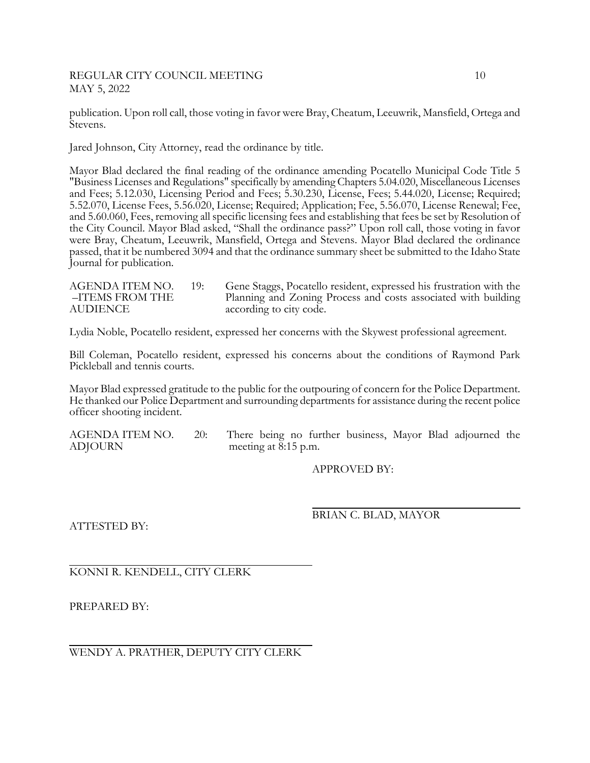publication. Upon roll call, those voting in favor were Bray, Cheatum, Leeuwrik, Mansfield, Ortega and Stevens.

Jared Johnson, City Attorney, read the ordinance by title.

Mayor Blad declared the final reading of the ordinance amending Pocatello Municipal Code Title 5 "Business Licenses and Regulations" specifically by amending Chapters 5.04.020, Miscellaneous Licenses and Fees; 5.12.030, Licensing Period and Fees; 5.30.230, License, Fees; 5.44.020, License; Required; 5.52.070, License Fees, 5.56.020, License; Required; Application; Fee, 5.56.070, License Renewal; Fee, and 5.60.060, Fees, removing all specific licensing fees and establishing that fees be set by Resolution of the City Council. Mayor Blad asked, "Shall the ordinance pass?" Upon roll call, those voting in favor were Bray, Cheatum, Leeuwrik, Mansfield, Ortega and Stevens. Mayor Blad declared the ordinance passed, that it be numbered 3094 and that the ordinance summary sheet be submitted to the Idaho State Journal for publication.

AGENDA ITEM NO. 19: –ITEMS FROM THE AUDIENCE

Gene Staggs, Pocatello resident, expressed his frustration with the Planning and Zoning Process and costs associated with building according to city code.

Lydia Noble, Pocatello resident, expressed her concerns with the Skywest professional agreement.

Bill Coleman, Pocatello resident, expressed his concerns about the conditions of Raymond Park Pickleball and tennis courts.

Mayor Blad expressed gratitude to the public for the outpouring of concern for the Police Department. He thanked our Police Department and surrounding departments for assistance during the recent police officer shooting incident.

AGENDA ITEM NO. 20: ADJOURN

There being no further business, Mayor Blad adjourned the meeting at 8:15 p.m.

APPROVED BY:

_______________________________
BRIAN C. BLAD, MAYOR

ATTESTED BY:

_______________________________
KONNI R. KENDELL, CITY CLERK

PREPARED BY:

_______________________________
WENDY A. PRATHER, DEPUTY CITY CLERK